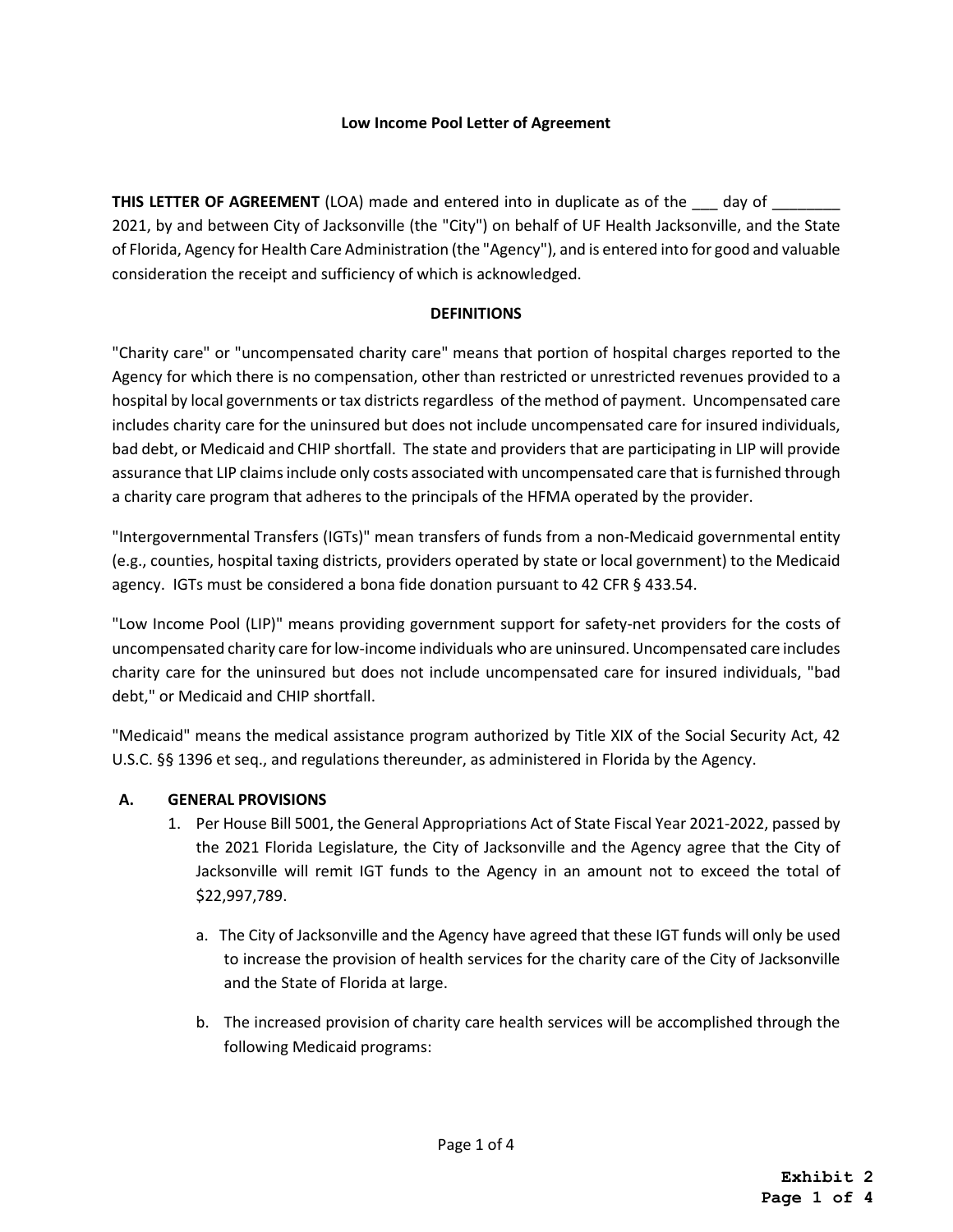**Low Income Pool Letter of Agreement**

**THIS LETTER OF AGREEMENT** (LOA) made and entered into in duplicate as of the ___ day of ________ 2021, by and between City of Jacksonville (the "City") on behalf of UF Health Jacksonville, and the State of Florida, Agency for Health Care Administration (the "Agency"), and is entered into for good and valuable consideration the receipt and sufficiency of which is acknowledged.

**DEFINITIONS**

"Charity care" or "uncompensated charity care" means that portion of hospital charges reported to the Agency for which there is no compensation, other than restricted or unrestricted revenues provided to a hospital by local governments or tax districts regardless of the method of payment. Uncompensated care includes charity care for the uninsured but does not include uncompensated care for insured individuals, bad debt, or Medicaid and CHIP shortfall. The state and providers that are participating in LIP will provide assurance that LIP claims include only costs associated with uncompensated care that is furnished through a charity care program that adheres to the principals of the HFMA operated by the provider.

"Intergovernmental Transfers (IGTs)" mean transfers of funds from a non-Medicaid governmental entity (e.g., counties, hospital taxing districts, providers operated by state or local government) to the Medicaid agency. IGTs must be considered a bona fide donation pursuant to 42 CFR § 433.54.

"Low Income Pool (LIP)" means providing government support for safety-net providers for the costs of uncompensated charity care for low-income individuals who are uninsured. Uncompensated care includes charity care for the uninsured but does not include uncompensated care for insured individuals, "bad debt," or Medicaid and CHIP shortfall.

"Medicaid" means the medical assistance program authorized by Title XIX of the Social Security Act, 42 U.S.C. §§ 1396 et seq., and regulations thereunder, as administered in Florida by the Agency.

**A. GENERAL PROVISIONS**

1. Per House Bill 5001, the General Appropriations Act of State Fiscal Year 2021-2022, passed by the 2021 Florida Legislature, the City of Jacksonville and the Agency agree that the City of Jacksonville will remit IGT funds to the Agency in an amount not to exceed the total of $22,997,789.

   a. The City of Jacksonville and the Agency have agreed that these IGT funds will only be used to increase the provision of health services for the charity care of the City of Jacksonville and the State of Florida at large.

   b. The increased provision of charity care health services will be accomplished through the following Medicaid programs:

**Exhibit 2**
**Page 1 of 4**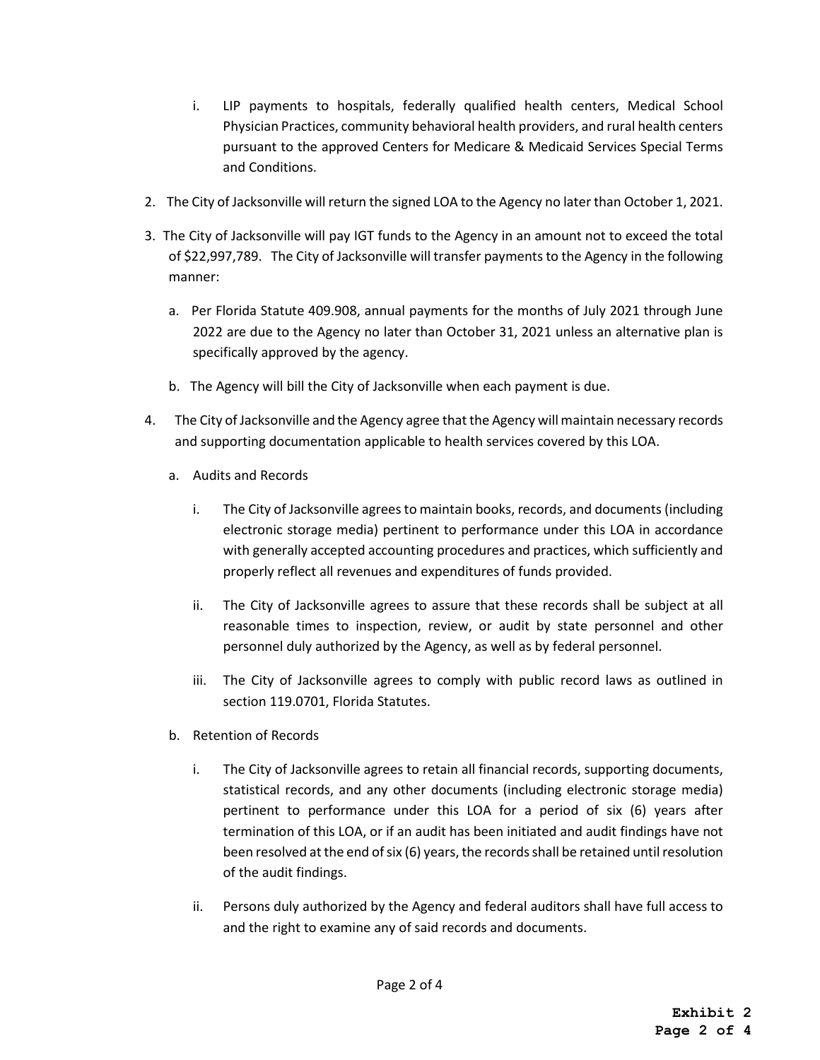i. LIP payments to hospitals, federally qualified health centers, Medical School Physician Practices, community behavioral health providers, and rural health centers pursuant to the approved Centers for Medicare & Medicaid Services Special Terms and Conditions.

2. The City of Jacksonville will return the signed LOA to the Agency no later than October 1, 2021.

3. The City of Jacksonville will pay IGT funds to the Agency in an amount not to exceed the total of $22,997,789. The City of Jacksonville will transfer payments to the Agency in the following manner:

   a. Per Florida Statute 409.908, annual payments for the months of July 2021 through June 2022 are due to the Agency no later than October 31, 2021 unless an alternative plan is specifically approved by the agency.

   b. The Agency will bill the City of Jacksonville when each payment is due.

4. The City of Jacksonville and the Agency agree that the Agency will maintain necessary records and supporting documentation applicable to health services covered by this LOA.

   a. Audits and Records

      i. The City of Jacksonville agrees to maintain books, records, and documents (including electronic storage media) pertinent to performance under this LOA in accordance with generally accepted accounting procedures and practices, which sufficiently and properly reflect all revenues and expenditures of funds provided.

      ii. The City of Jacksonville agrees to assure that these records shall be subject at all reasonable times to inspection, review, or audit by state personnel and other personnel duly authorized by the Agency, as well as by federal personnel.

      iii. The City of Jacksonville agrees to comply with public record laws as outlined in section 119.0701, Florida Statutes.

   b. Retention of Records

      i. The City of Jacksonville agrees to retain all financial records, supporting documents, statistical records, and any other documents (including electronic storage media) pertinent to performance under this LOA for a period of six (6) years after termination of this LOA, or if an audit has been initiated and audit findings have not been resolved at the end of six (6) years, the records shall be retained until resolution of the audit findings.

      ii. Persons duly authorized by the Agency and federal auditors shall have full access to and the right to examine any of said records and documents.

**Exhibit 2**
**Page 2 of 4**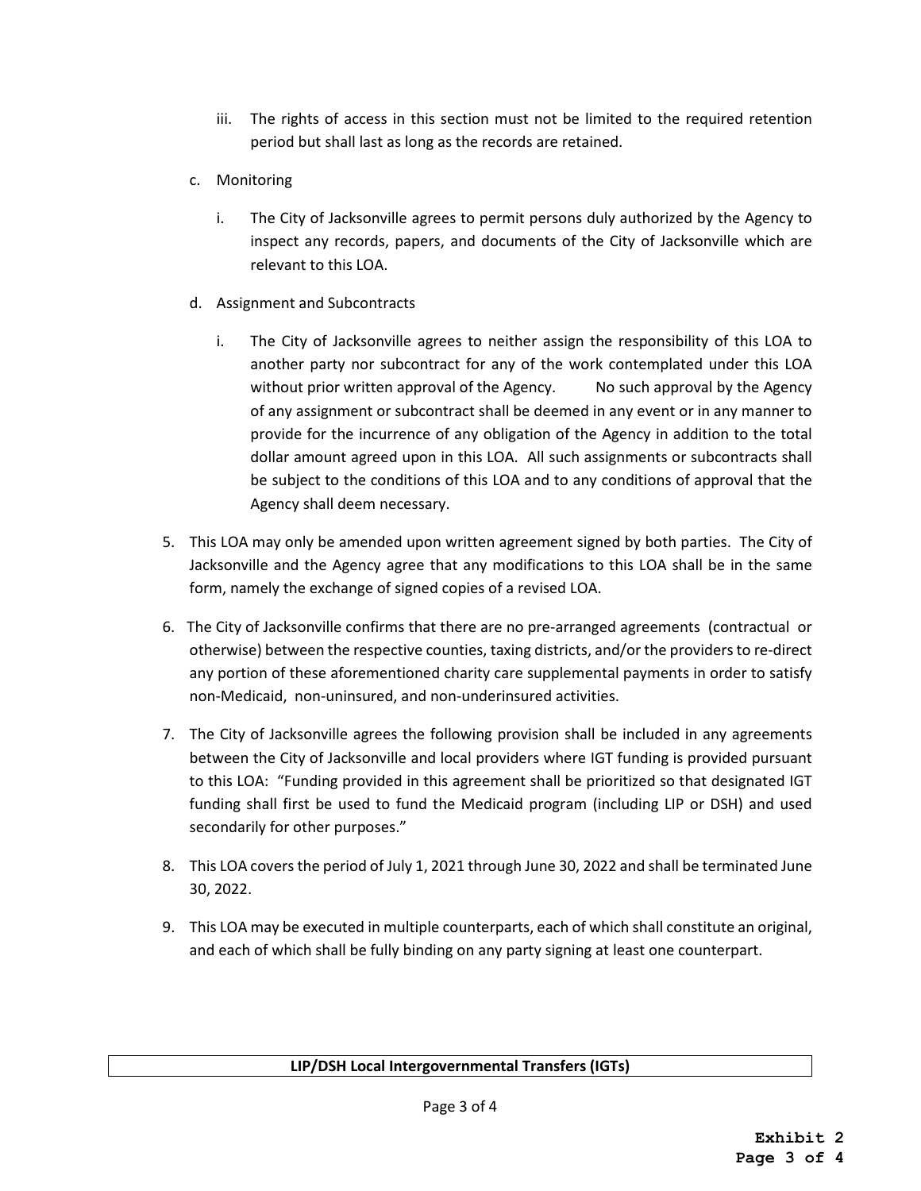iii. The rights of access in this section must not be limited to the required retention period but shall last as long as the records are retained.

c. Monitoring

i. The City of Jacksonville agrees to permit persons duly authorized by the Agency to inspect any records, papers, and documents of the City of Jacksonville which are relevant to this LOA.

d. Assignment and Subcontracts

i. The City of Jacksonville agrees to neither assign the responsibility of this LOA to another party nor subcontract for any of the work contemplated under this LOA without prior written approval of the Agency. No such approval by the Agency of any assignment or subcontract shall be deemed in any event or in any manner to provide for the incurrence of any obligation of the Agency in addition to the total dollar amount agreed upon in this LOA. All such assignments or subcontracts shall be subject to the conditions of this LOA and to any conditions of approval that the Agency shall deem necessary.

5. This LOA may only be amended upon written agreement signed by both parties. The City of Jacksonville and the Agency agree that any modifications to this LOA shall be in the same form, namely the exchange of signed copies of a revised LOA.

6. The City of Jacksonville confirms that there are no pre-arranged agreements (contractual or otherwise) between the respective counties, taxing districts, and/or the providers to re-direct any portion of these aforementioned charity care supplemental payments in order to satisfy non-Medicaid, non-uninsured, and non-underinsured activities.

7. The City of Jacksonville agrees the following provision shall be included in any agreements between the City of Jacksonville and local providers where IGT funding is provided pursuant to this LOA: "Funding provided in this agreement shall be prioritized so that designated IGT funding shall first be used to fund the Medicaid program (including LIP or DSH) and used secondarily for other purposes."

8. This LOA covers the period of July 1, 2021 through June 30, 2022 and shall be terminated June 30, 2022.

9. This LOA may be executed in multiple counterparts, each of which shall constitute an original, and each of which shall be fully binding on any party signing at least one counterpart.

**LIP/DSH Local Intergovernmental Transfers (IGTs)**

**Exhibit 2**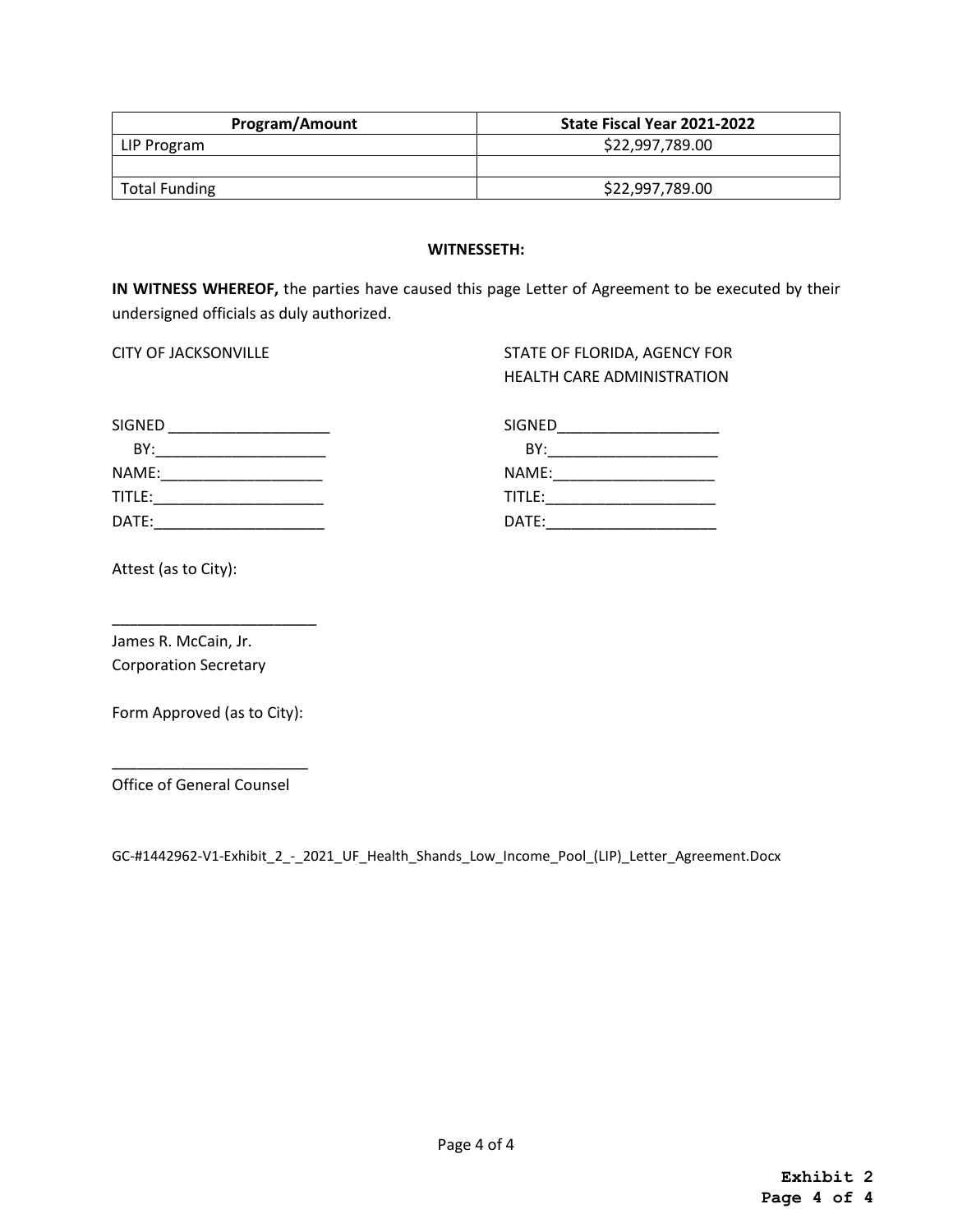| Program/Amount | State Fiscal Year 2021-2022 |
|---|---|
| LIP Program | $22,997,789.00 |
| | |
| Total Funding | $22,997,789.00 |

**WITNESSETH:**

**IN WITNESS WHEREOF,** the parties have caused this page Letter of Agreement to be executed by their undersigned officials as duly authorized.

CITY OF JACKSONVILLE

SIGNED ___________________
BY:____________________
NAME:___________________
TITLE:____________________
DATE:____________________

STATE OF FLORIDA, AGENCY FOR HEALTH CARE ADMINISTRATION

SIGNED___________________
BY:____________________
NAME:___________________
TITLE:____________________
DATE:____________________

Attest (as to City):

________________________
James R. McCain, Jr.
Corporation Secretary

Form Approved (as to City):

_______________________
Office of General Counsel

GC-#1442962-V1-Exhibit_2_-_2021_UF_Health_Shands_Low_Income_Pool_(LIP)_Letter_Agreement.Docx

**Exhibit 2**
**Page 4 of 4**